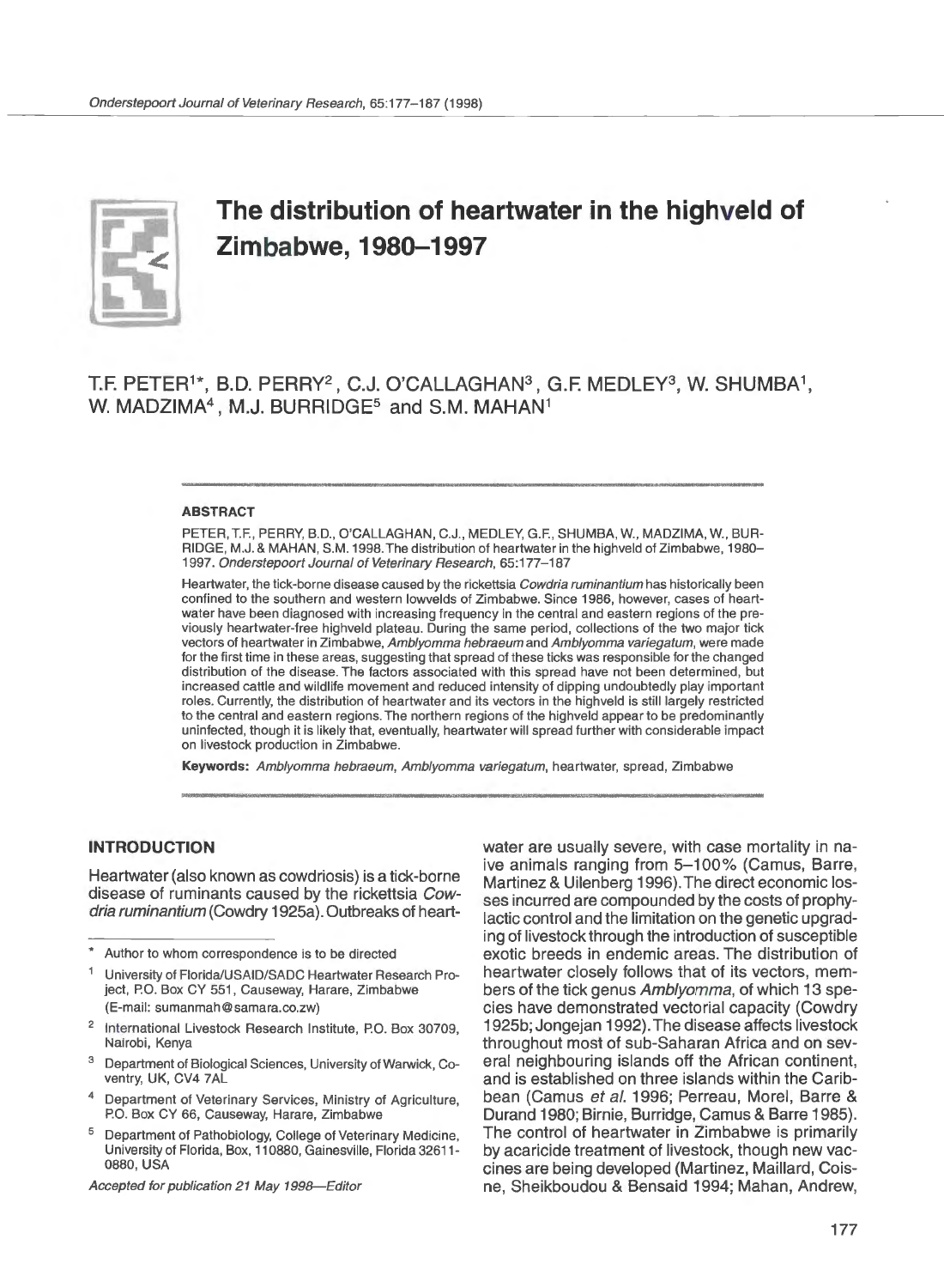# The distribution of heartwater in the highveld of Zimbabwe, 1980–1997

T.F. PETER[1]*, B.D. PERRY[2], C.J. O'CALLAGHAN[3], G.F. MEDLEY[3], W. SHUMBA[1], W. MADZIMA[4], M.J. BURRIDGE[5] and S.M. MAHAN[1]

### ABSTRACT

PETER, T.F., PERRY, B.D., O'CALLAGHAN, C.J., MEDLEY, G.F., SHUMBA, W., MADZIMA, W., BURRIDGE, M.J. & MAHAN, S.M. 1998. The distribution of heartwater in the highveld of Zimbabwe, 1980–1997. *Onderstepoort Journal of Veterinary Research*, 65:177–187

Heartwater, the tick-borne disease caused by the rickettsia *Cowdria ruminantium* has historically been confined to the southern and western lowvelds of Zimbabwe. Since 1986, however, cases of heartwater have been diagnosed with increasing frequency in the central and eastern regions of the previously heartwater-free highveld plateau. During the same period, collections of the two major tick vectors of heartwater in Zimbabwe, *Amblyomma hebraeum* and *Amblyomma variegatum*, were made for the first time in these areas, suggesting that spread of these ticks was responsible for the changed distribution of the disease. The factors associated with this spread have not been determined, but increased cattle and wildlife movement and reduced intensity of dipping undoubtedly play important roles. Currently, the distribution of heartwater and its vectors in the highveld is still largely restricted to the central and eastern regions. The northern regions of the highveld appear to be predominantly uninfected, though it is likely that, eventually, heartwater will spread further with considerable impact on livestock production in Zimbabwe.

**Keywords:** *Amblyomma hebraeum*, *Amblyomma variegatum*, heartwater, spread, Zimbabwe

## INTRODUCTION

Heartwater (also known as cowdriosis) is a tick-borne disease of ruminants caused by the rickettsia *Cowdria ruminantium* (Cowdry 1925a). Outbreaks of heartwater are usually severe, with case mortality in naive animals ranging from 5–100% (Camus, Barre, Martinez & Uilenberg 1996). The direct economic losses incurred are compounded by the costs of prophylactic control and the limitation on the genetic upgrading of livestock through the introduction of susceptible exotic breeds in endemic areas. The distribution of heartwater closely follows that of its vectors, members of the tick genus *Amblyomma*, of which 13 species have demonstrated vectorial capacity (Cowdry 1925b; Jongejan 1992). The disease affects livestock throughout most of sub-Saharan Africa and on several neighbouring islands off the African continent, and is established on three islands within the Caribbean (Camus *et al.* 1996; Perreau, Morel, Barre & Durand 1980; Birnie, Burridge, Camus & Barre 1985). The control of heartwater in Zimbabwe is primarily by acaricide treatment of livestock, though new vaccines are being developed (Martinez, Maillard, Coisne, Sheikboudou & Bensaid 1994; Mahan, Andrew,

---

\* Author to whom correspondence is to be directed

[1] University of Florida/USAID/SADC Heartwater Research Project, P.O. Box CY 551, Causeway, Harare, Zimbabwe (E-mail: sumanmah@samara.co.zw)

[2] International Livestock Research Institute, P.O. Box 30709, Nairobi, Kenya

[3] Department of Biological Sciences, University of Warwick, Coventry, UK, CV4 7AL

[4] Department of Veterinary Services, Ministry of Agriculture, P.O. Box CY 66, Causeway, Harare, Zimbabwe

[5] Department of Pathobiology, College of Veterinary Medicine, University of Florida, Box, 110880, Gainesville, Florida 32611-0880, USA

*Accepted for publication 21 May 1998—Editor*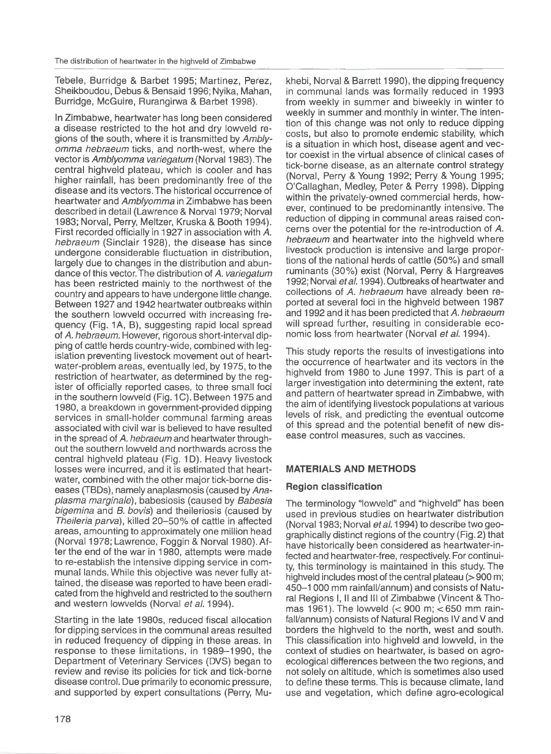Tebele, Burridge & Barbet 1995; Martinez, Perez, Sheikboudou, Debus & Bensaid 1996; Nyika, Mahan, Burridge, McGuire, Rurangirwa & Barbet 1998).

In Zimbabwe, heartwater has long been considered a disease restricted to the hot and dry lowveld regions of the south, where it is transmitted by *Amblyomma hebraeum* ticks, and north-west, where the vector is *Amblyomma variegatum* (Norval 1983). The central highveld plateau, which is cooler and has higher rainfall, has been predominantly free of the disease and its vectors. The historical occurrence of heartwater and *Amblyomma* in Zimbabwe has been described in detail (Lawrence & Norval 1979; Norval 1983; Norval, Perry, Meltzer, Kruska & Booth 1994). First recorded officially in 1927 in association with *A. hebraeum* (Sinclair 1928), the disease has since undergone considerable fluctuation in distribution, largely due to changes in the distribution and abundance of this vector. The distribution of *A. variegatum* has been restricted mainly to the northwest of the country and appears to have undergone little change. Between 1927 and 1942 heartwater outbreaks within the southern lowveld occurred with increasing frequency (Fig. 1A, B), suggesting rapid local spread of *A. hebraeum*. However, rigorous short-interval dipping of cattle herds country-wide, combined with legislation preventing livestock movement out of heartwater-problem areas, eventually led, by 1975, to the restriction of heartwater, as determined by the register of officially reported cases, to three small foci in the southern lowveld (Fig. 1C). Between 1975 and 1980, a breakdown in government-provided dipping services in small-holder communal farming areas associated with civil war is believed to have resulted in the spread of *A. hebraeum* and heartwater throughout the southern lowveld and northwards across the central highveld plateau (Fig. 1D). Heavy livestock losses were incurred, and it is estimated that heartwater, combined with the other major tick-borne diseases (TBDs), namely anaplasmosis (caused by *Anaplasma marginale*), babesiosis (caused by *Babesia bigemina* and *B. bovis*) and theileriosis (caused by *Theileria parva*), killed 20–50% of cattle in affected areas, amounting to approximately one million head (Norval 1978; Lawrence, Foggin & Norval 1980). After the end of the war in 1980, attempts were made to re-establish the intensive dipping service in communal lands. While this objective was never fully attained, the disease was reported to have been eradicated from the highveld and restricted to the southern and western lowvelds (Norval *et al.* 1994).

Starting in the late 1980s, reduced fiscal allocation for dipping services in the communal areas resulted in reduced frequency of dipping in these areas. In response to these limitations, in 1989–1990, the Department of Veterinary Services (DVS) began to review and revise its policies for tick and tick-borne disease control. Due primarily to economic pressure, and supported by expert consultations (Perry, Mukhebi, Norval & Barrett 1990), the dipping frequency in communal lands was formally reduced in 1993 from weekly in summer and biweekly in winter to weekly in summer and monthly in winter. The intention of this change was not only to reduce dipping costs, but also to promote endemic stability, which is a situation in which host, disease agent and vector coexist in the virtual absence of clinical cases of tick-borne disease, as an alternate control strategy (Norval, Perry & Young 1992; Perry & Young 1995; O'Callaghan, Medley, Peter & Perry 1998). Dipping within the privately-owned commercial herds, however, continued to be predominantly intensive. The reduction of dipping in communal areas raised concerns over the potential for the re-introduction of *A. hebraeum* and heartwater into the highveld where livestock production is intensive and large proportions of the national herds of cattle (50%) and small ruminants (30%) exist (Norval, Perry & Hargreaves 1992; Norval *et al.* 1994). Outbreaks of heartwater and collections of *A. hebraeum* have already been reported at several foci in the highveld between 1987 and 1992 and it has been predicted that *A. hebraeum* will spread further, resulting in considerable economic loss from heartwater (Norval *et al.* 1994).

This study reports the results of investigations into the occurrence of heartwater and its vectors in the highveld from 1980 to June 1997. This is part of a larger investigation into determining the extent, rate and pattern of heartwater spread in Zimbabwe, with the aim of identifying livestock populations at various levels of risk, and predicting the eventual outcome of this spread and the potential benefit of new disease control measures, such as vaccines.

## MATERIALS AND METHODS

### Region classification

The terminology "lowveld" and "highveld" has been used in previous studies on heartwater distribution (Norval 1983; Norval *et al.* 1994) to describe two geographically distinct regions of the country (Fig. 2) that have historically been considered as heartwater-infected and heartwater-free, respectively. For continuity, this terminology is maintained in this study. The highveld includes most of the central plateau (> 900 m; 450–1 000 mm rainfall/annum) and consists of Natural Regions I, II and III of Zimbabwe (Vincent & Thomas 1961). The lowveld (< 900 m; < 650 mm rainfall/annum) consists of Natural Regions IV and V and borders the highveld to the north, west and south. This classification into highveld and lowveld, in the context of studies on heartwater, is based on agro-ecological differences between the two regions, and not solely on altitude, which is sometimes also used to define these terms. This is because climate, land use and vegetation, which define agro-ecological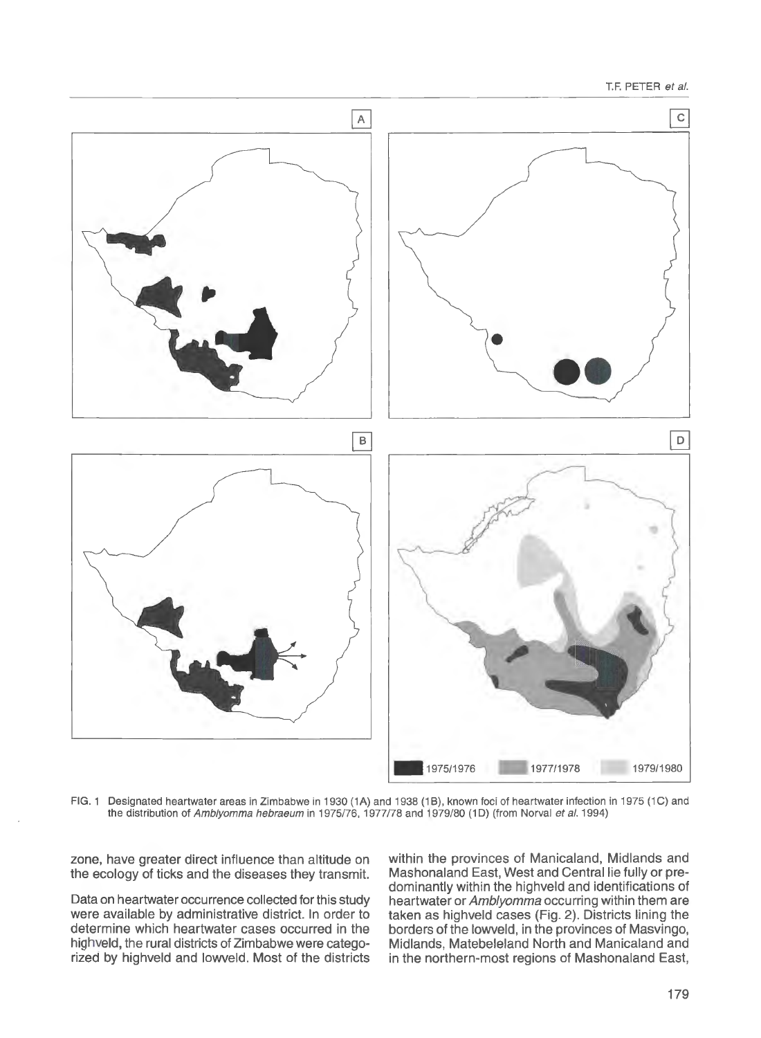1975/1976 1977/1978 1979/1980

FIG. 1 Designated heartwater areas in Zimbabwe in 1930 (1A) and 1938 (1B), known foci of heartwater infection in 1975 (1C) and the distribution of *Amblyomma hebraeum* in 1975/76, 1977/78 and 1979/80 (1D) (from Norval *et al*. 1994)

zone, have greater direct influence than altitude on the ecology of ticks and the diseases they transmit.

Data on heartwater occurrence collected for this study were available by administrative district. In order to determine which heartwater cases occurred in the highveld, the rural districts of Zimbabwe were categorized by highveld and lowveld. Most of the districts within the provinces of Manicaland, Midlands and Mashonaland East, West and Central lie fully or predominantly within the highveld and identifications of heartwater or *Amblyomma* occurring within them are taken as highveld cases (Fig. 2). Districts lining the borders of the lowveld, in the provinces of Masvingo, Midlands, Matebeleland North and Manicaland and in the northern-most regions of Mashonaland East,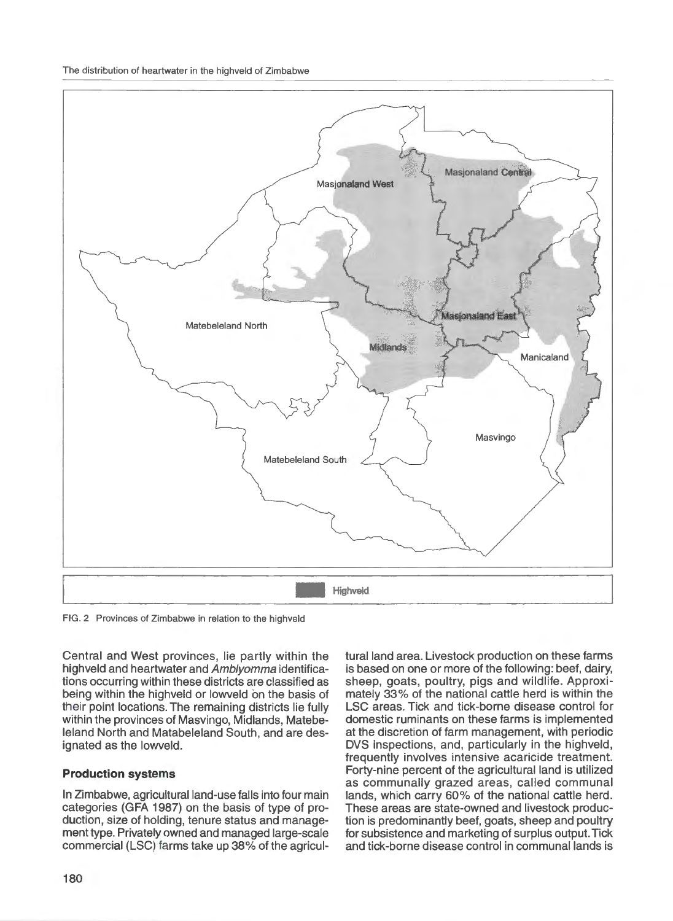FIG. 2 Provinces of Zimbabwe in relation to the highveld

Central and West provinces, lie partly within the highveld and heartwater and *Amblyomma* identifications occurring within these districts are classified as being within the highveld or lowveld on the basis of their point locations. The remaining districts lie fully within the provinces of Masvingo, Midlands, Matebeleland North and Matabeleland South, and are designated as the lowveld.

### Production systems

In Zimbabwe, agricultural land-use falls into four main categories (GFA 1987) on the basis of type of production, size of holding, tenure status and management type. Privately owned and managed large-scale commercial (LSC) farms take up 38% of the agricultural land area. Livestock production on these farms is based on one or more of the following: beef, dairy, sheep, goats, poultry, pigs and wildlife. Approximately 33% of the national cattle herd is within the LSC areas. Tick and tick-borne disease control for domestic ruminants on these farms is implemented at the discretion of farm management, with periodic DVS inspections, and, particularly in the highveld, frequently involves intensive acaricide treatment. Forty-nine percent of the agricultural land is utilized as communally grazed areas, called communal lands, which carry 60% of the national cattle herd. These areas are state-owned and livestock production is predominantly beef, goats, sheep and poultry for subsistence and marketing of surplus output. Tick and tick-borne disease control in communal lands is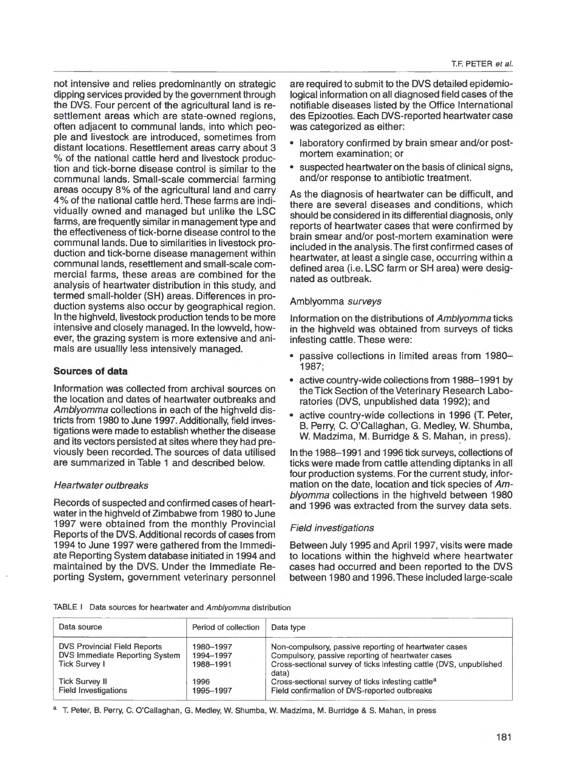not intensive and relies predominantly on strategic dipping services provided by the government through the DVS. Four percent of the agricultural land is resettlement areas which are state-owned regions, often adjacent to communal lands, into which people and livestock are introduced, sometimes from distant locations. Resettlement areas carry about 3 % of the national cattle herd and livestock production and tick-borne disease control is similar to the communal lands. Small-scale commercial farming areas occupy 8% of the agricultural land and carry 4% of the national cattle herd. These farms are individually owned and managed but unlike the LSC farms, are frequently similar in management type and the effectiveness of tick-borne disease control to the communal lands. Due to similarities in livestock production and tick-borne disease management within communal lands, resettlement and small-scale commercial farms, these areas are combined for the analysis of heartwater distribution in this study, and termed small-holder (SH) areas. Differences in production systems also occur by geographical region. In the highveld, livestock production tends to be more intensive and closely managed. In the lowveld, however, the grazing system is more extensive and animals are usuallly less intensively managed.

## Sources of data

Information was collected from archival sources on the location and dates of heartwater outbreaks and *Amblyomma* collections in each of the highveld districts from 1980 to June 1997. Additionally, field investigations were made to establish whether the disease and its vectors persisted at sites where they had previously been recorded. The sources of data utilised are summarized in Table 1 and described below.

### *Heartwater outbreaks*

Records of suspected and confirmed cases of heartwater in the highveld of Zimbabwe from 1980 to June 1997 were obtained from the monthly Provincial Reports of the DVS. Additional records of cases from 1994 to June 1997 were gathered from the Immediate Reporting System database initiated in 1994 and maintained by the DVS. Under the Immediate Reporting System, government veterinary personnel are required to submit to the DVS detailed epidemiological information on all diagnosed field cases of the notifiable diseases listed by the Office International des Epizooties. Each DVS-reported heartwater case was categorized as either:

- laboratory confirmed by brain smear and/or post-mortem examination; or
- suspected heartwater on the basis of clinical signs, and/or response to antibiotic treatment.

As the diagnosis of heartwater can be difficult, and there are several diseases and conditions, which should be considered in its differential diagnosis, only reports of heartwater cases that were confirmed by brain smear and/or post-mortem examination were included in the analysis. The first confirmed cases of heartwater, at least a single case, occurring within a defined area (i.e. LSC farm or SH area) were designated as outbreak.

### Amblyomma *surveys*

Information on the distributions of *Amblyomma* ticks in the highveld was obtained from surveys of ticks infesting cattle. These were:

- passive collections in limited areas from 1980–1987;
- active country-wide collections from 1988–1991 by the Tick Section of the Veterinary Research Laboratories (DVS, unpublished data 1992); and
- active country-wide collections in 1996 (T. Peter, B. Perry, C. O'Callaghan, G. Medley, W. Shumba, W. Madzima, M. Burridge & S. Mahan, in press).

In the 1988–1991 and 1996 tick surveys, collections of ticks were made from cattle attending diptanks in all four production systems. For the current study, information on the date, location and tick species of *Amblyomma* collections in the highveld between 1980 and 1996 was extracted from the survey data sets.

### *Field investigations*

Between July 1995 and April 1997, visits were made to locations within the highveld where heartwater cases had occurred and been reported to the DVS between 1980 and 1996. These included large-scale

TABLE I Data sources for heartwater and *Amblyomma* distribution

| Data source | Period of collection | Data type |
|---|---|---|
| DVS Provincial Field Reports | 1980–1997 | Non-compulsory, passive reporting of heartwater cases |
| DVS Immediate Reporting System | 1994–1997 | Compulsory, passive reporting of heartwater cases |
| Tick Survey I | 1988–1991 | Cross-sectional survey of ticks infesting cattle (DVS, unpublished data) |
| Tick Survey II | 1996 | Cross-sectional survey of ticks infesting cattle[a] |
| Field Investigations | 1995–1997 | Field confirmation of DVS-reported outbreaks |

[a] T. Peter, B. Perry, C. O'Callaghan, G. Medley, W. Shumba, W. Madzima, M. Burridge & S. Mahan, in press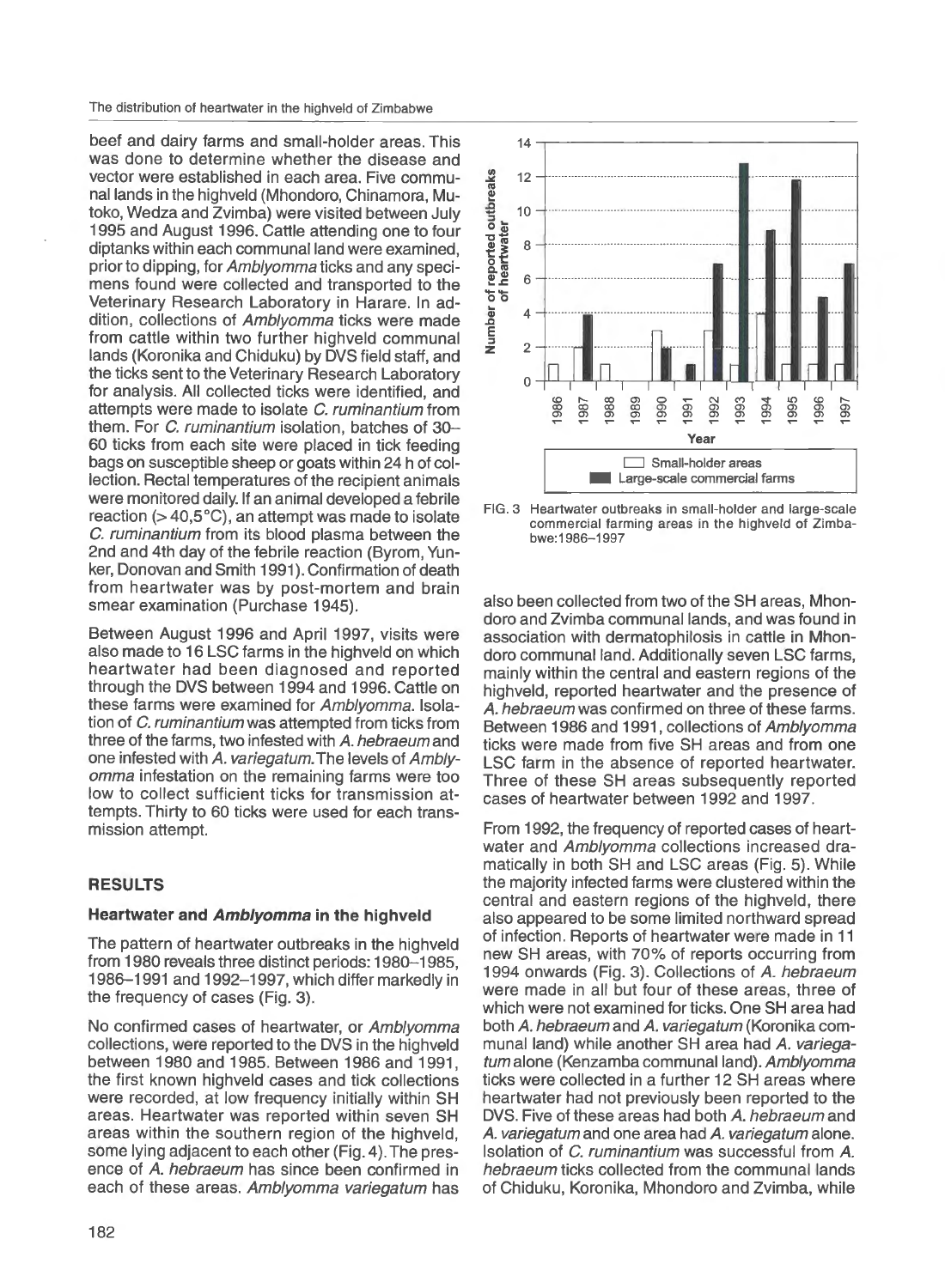beef and dairy farms and small-holder areas. This was done to determine whether the disease and vector were established in each area. Five communal lands in the highveld (Mhondoro, Chinamora, Mutoko, Wedza and Zvimba) were visited between July 1995 and August 1996. Cattle attending one to four diptanks within each communal land were examined, prior to dipping, for *Amblyomma* ticks and any specimens found were collected and transported to the Veterinary Research Laboratory in Harare. In addition, collections of *Amblyomma* ticks were made from cattle within two further highveld communal lands (Koronika and Chiduku) by DVS field staff, and the ticks sent to the Veterinary Research Laboratory for analysis. All collected ticks were identified, and attempts were made to isolate *C. ruminantium* from them. For *C. ruminantium* isolation, batches of 30–60 ticks from each site were placed in tick feeding bags on susceptible sheep or goats within 24 h of collection. Rectal temperatures of the recipient animals were monitored daily. If an animal developed a febrile reaction (> 40,5 °C), an attempt was made to isolate *C. ruminantium* from its blood plasma between the 2nd and 4th day of the febrile reaction (Byrom, Yunker, Donovan and Smith 1991). Confirmation of death from heartwater was by post-mortem and brain smear examination (Purchase 1945).

Between August 1996 and April 1997, visits were also made to 16 LSC farms in the highveld on which heartwater had been diagnosed and reported through the DVS between 1994 and 1996. Cattle on these farms were examined for *Amblyomma*. Isolation of *C. ruminantium* was attempted from ticks from three of the farms, two infested with *A. hebraeum* and one infested with *A. variegatum*. The levels of *Amblyomma* infestation on the remaining farms were too low to collect sufficient ticks for transmission attempts. Thirty to 60 ticks were used for each transmission attempt.

## RESULTS

### Heartwater and *Amblyomma* in the highveld

The pattern of heartwater outbreaks in the highveld from 1980 reveals three distinct periods: 1980–1985, 1986–1991 and 1992–1997, which differ markedly in the frequency of cases (Fig. 3).

No confirmed cases of heartwater, or *Amblyomma* collections, were reported to the DVS in the highveld between 1980 and 1985. Between 1986 and 1991, the first known highveld cases and tick collections were recorded, at low frequency initially within SH areas. Heartwater was reported within seven SH areas within the southern region of the highveld, some lying adjacent to each other (Fig. 4). The presence of *A. hebraeum* has since been confirmed in each of these areas. *Amblyomma variegatum* has also been collected from two of the SH areas, Mhondoro and Zvimba communal lands, and was found in association with dermatophilosis in cattle in Mhondoro communal land. Additionally seven LSC farms, mainly within the central and eastern regions of the highveld, reported heartwater and the presence of *A. hebraeum* was confirmed on three of these farms. Between 1986 and 1991, collections of *Amblyomma* ticks were made from five SH areas and from one LSC farm in the absence of reported heartwater. Three of these SH areas subsequently reported cases of heartwater between 1992 and 1997.

| Year | Small-holder areas | Large-scale commercial farms |
|---|---|---|
| 1986 | 1 | 0 |
| 1987 | 2 | 4 |
| 1988 | 1 | 0 |
| 1989 | 0 | 0 |
| 1990 | 3 | 2 |
| 1991 | 0 | 1 |
| 1992 | 3 | 7 |
| 1993 | 1 | 13 |
| 1994 | 4 | 9 |
| 1995 | 1 | 12 |
| 1996 | 1 | 5 |
| 1997 | 1 | 7 |

FIG. 3 Heartwater outbreaks in small-holder and large-scale commercial farming areas in the highveld of Zimbabwe:1986–1997

From 1992, the frequency of reported cases of heartwater and *Amblyomma* collections increased dramatically in both SH and LSC areas (Fig. 5). While the majority infected farms were clustered within the central and eastern regions of the highveld, there also appeared to be some limited northward spread of infection. Reports of heartwater were made in 11 new SH areas, with 70% of reports occurring from 1994 onwards (Fig. 3). Collections of *A. hebraeum* were made in all but four of these areas, three of which were not examined for ticks. One SH area had both *A. hebraeum* and *A. variegatum* (Koronika communal land) while another SH area had *A. variegatum* alone (Kenzamba communal land). *Amblyomma* ticks were collected in a further 12 SH areas where heartwater had not previously been reported to the DVS. Five of these areas had both *A. hebraeum* and *A. variegatum* and one area had *A. variegatum* alone. Isolation of *C. ruminantium* was successful from *A. hebraeum* ticks collected from the communal lands of Chiduku, Koronika, Mhondoro and Zvimba, while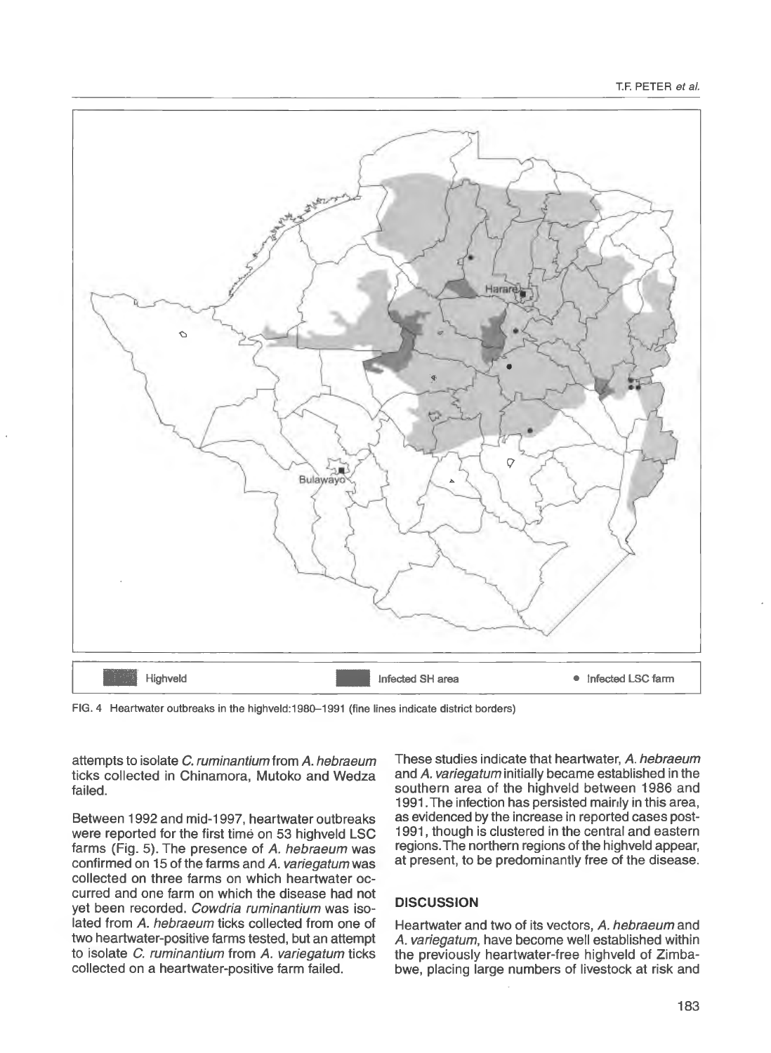Highveld | Infected SH area | • Infected LSC farm

FIG. 4 Heartwater outbreaks in the highveld:1980–1991 (fine lines indicate district borders)

attempts to isolate *C. ruminantium* from *A. hebraeum* ticks collected in Chinamora, Mutoko and Wedza failed.

Between 1992 and mid-1997, heartwater outbreaks were reported for the first time on 53 highveld LSC farms (Fig. 5). The presence of *A. hebraeum* was confirmed on 15 of the farms and *A. variegatum* was collected on three farms on which heartwater occurred and one farm on which the disease had not yet been recorded. *Cowdria ruminantium* was isolated from *A. hebraeum* ticks collected from one of two heartwater-positive farms tested, but an attempt to isolate *C. ruminantium* from *A. variegatum* ticks collected on a heartwater-positive farm failed.

These studies indicate that heartwater, *A. hebraeum* and *A. variegatum* initially became established in the southern area of the highveld between 1986 and 1991. The infection has persisted mainly in this area, as evidenced by the increase in reported cases post-1991, though is clustered in the central and eastern regions. The northern regions of the highveld appear, at present, to be predominantly free of the disease.

## DISCUSSION

Heartwater and two of its vectors, *A. hebraeum* and *A. variegatum*, have become well established within the previously heartwater-free highveld of Zimbabwe, placing large numbers of livestock at risk and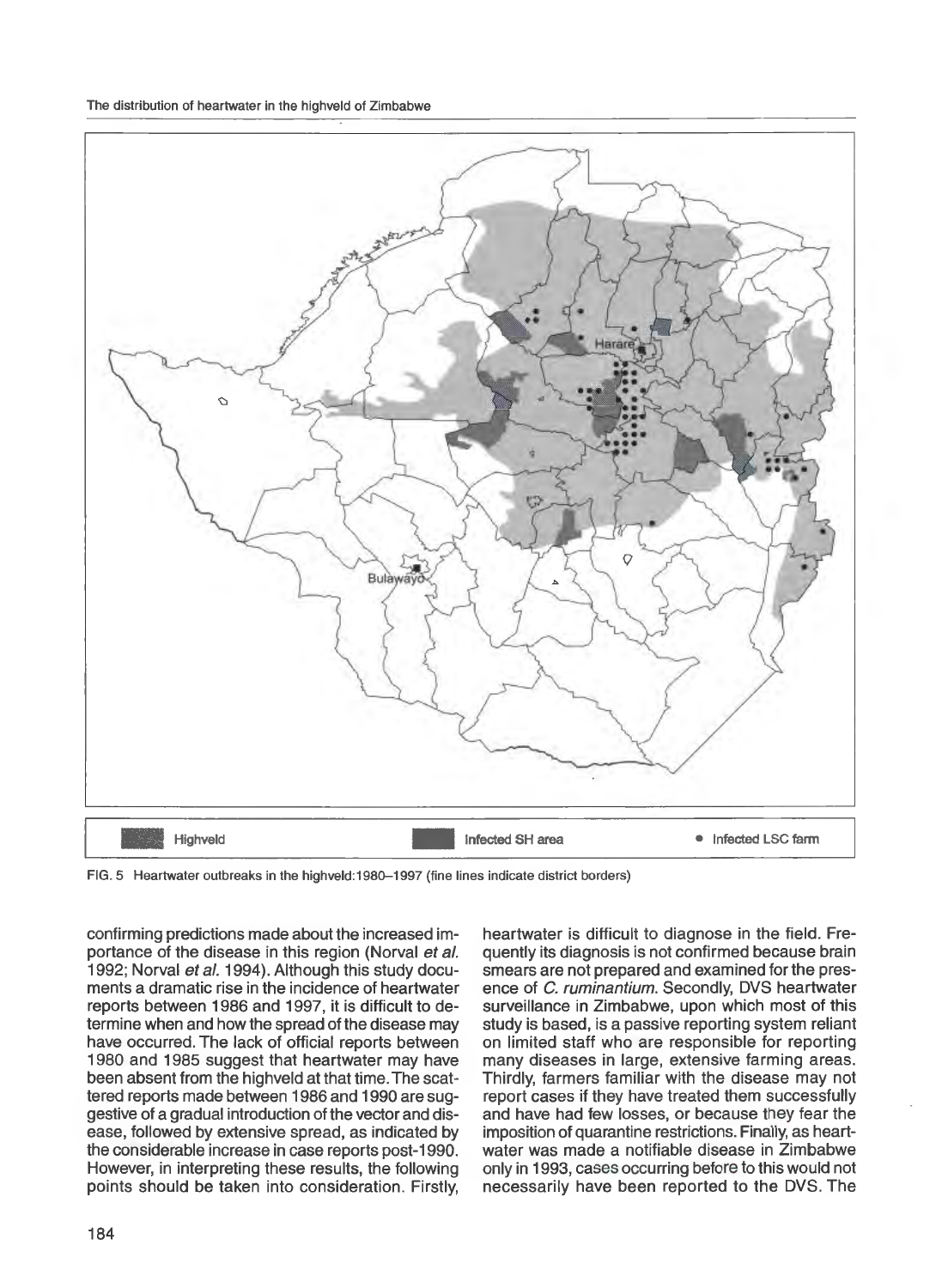Highveld | Infected SH area | • Infected LSC farm

FIG. 5 Heartwater outbreaks in the highveld: 1980–1997 (fine lines indicate district borders)

confirming predictions made about the increased importance of the disease in this region (Norval *et al.* 1992; Norval *et al.* 1994). Although this study documents a dramatic rise in the incidence of heartwater reports between 1986 and 1997, it is difficult to determine when and how the spread of the disease may have occurred. The lack of official reports between 1980 and 1985 suggest that heartwater may have been absent from the highveld at that time. The scattered reports made between 1986 and 1990 are suggestive of a gradual introduction of the vector and disease, followed by extensive spread, as indicated by the considerable increase in case reports post-1990. However, in interpreting these results, the following points should be taken into consideration. Firstly, heartwater is difficult to diagnose in the field. Frequently its diagnosis is not confirmed because brain smears are not prepared and examined for the presence of *C. ruminantium*. Secondly, DVS heartwater surveillance in Zimbabwe, upon which most of this study is based, is a passive reporting system reliant on limited staff who are responsible for reporting many diseases in large, extensive farming areas. Thirdly, farmers familiar with the disease may not report cases if they have treated them successfully and have had few losses, or because they fear the imposition of quarantine restrictions. Finally, as heartwater was made a notifiable disease in Zimbabwe only in 1993, cases occurring before to this would not necessarily have been reported to the DVS. The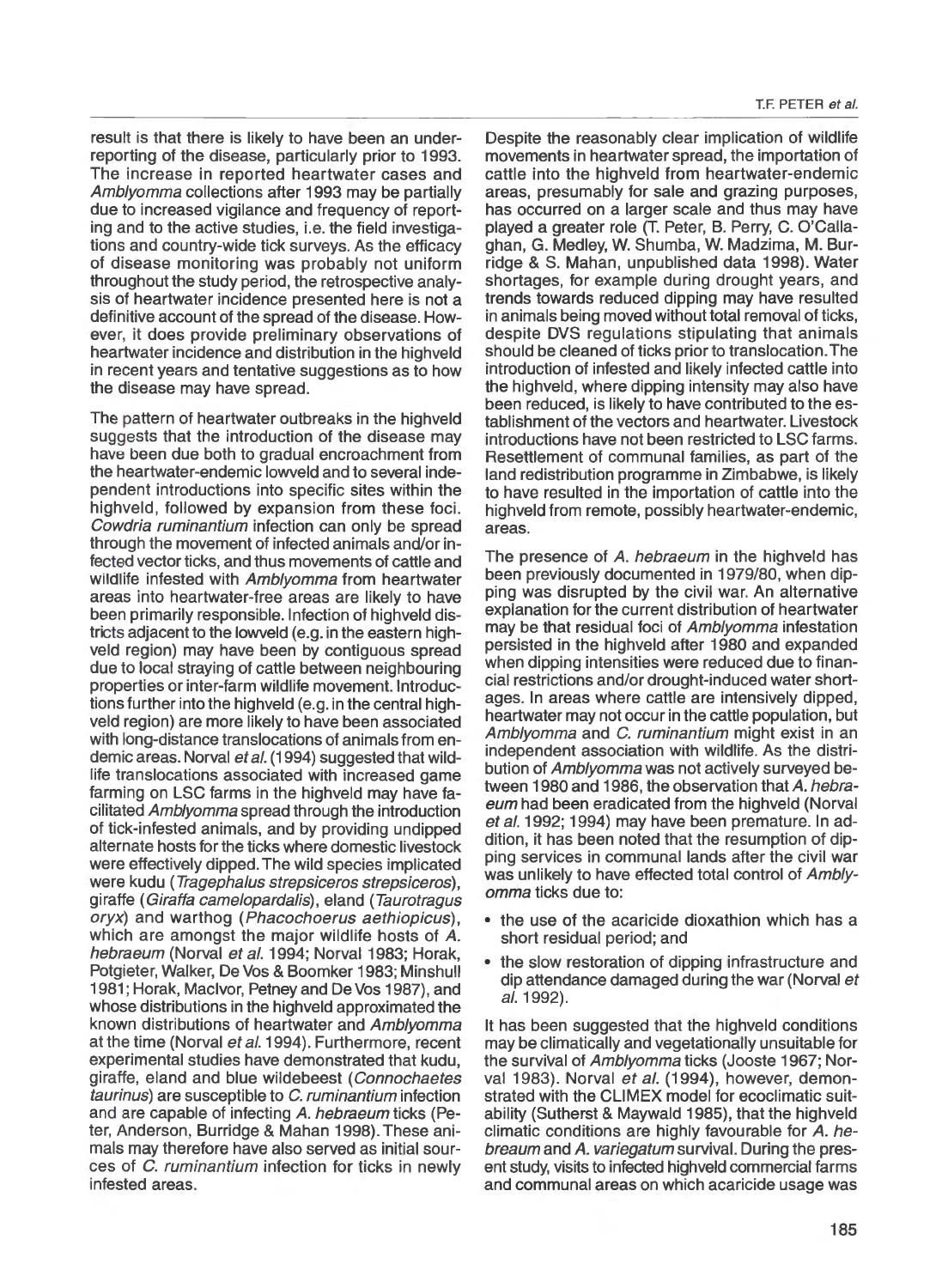result is that there is likely to have been an under-reporting of the disease, particularly prior to 1993. The increase in reported heartwater cases and *Amblyomma* collections after 1993 may be partially due to increased vigilance and frequency of reporting and to the active studies, i.e. the field investigations and country-wide tick surveys. As the efficacy of disease monitoring was probably not uniform throughout the study period, the retrospective analysis of heartwater incidence presented here is not a definitive account of the spread of the disease. However, it does provide preliminary observations of heartwater incidence and distribution in the highveld in recent years and tentative suggestions as to how the disease may have spread.

The pattern of heartwater outbreaks in the highveld suggests that the introduction of the disease may have been due both to gradual encroachment from the heartwater-endemic lowveld and to several independent introductions into specific sites within the highveld, followed by expansion from these foci. *Cowdria ruminantium* infection can only be spread through the movement of infected animals and/or infected vector ticks, and thus movements of cattle and wildlife infested with *Amblyomma* from heartwater areas into heartwater-free areas are likely to have been primarily responsible. Infection of highveld districts adjacent to the lowveld (e.g. in the eastern highveld region) may have been by contiguous spread due to local straying of cattle between neighbouring properties or inter-farm wildlife movement. Introductions further into the highveld (e.g. in the central highveld region) are more likely to have been associated with long-distance translocations of animals from endemic areas. Norval *et al.* (1994) suggested that wildlife translocations associated with increased game farming on LSC farms in the highveld may have facilitated *Amblyomma* spread through the introduction of tick-infested animals, and by providing undipped alternate hosts for the ticks where domestic livestock were effectively dipped. The wild species implicated were kudu (*Tragephalus strepsiceros strepsiceros*), giraffe (*Giraffa camelopardalis*), eland (*Taurotragus oryx*) and warthog (*Phacochoerus aethiopicus*), which are amongst the major wildlife hosts of *A. hebraeum* (Norval *et al.* 1994; Norval 1983; Horak, Potgieter, Walker, De Vos & Boomker 1983; Minshull 1981; Horak, MacIvor, Petney and De Vos 1987), and whose distributions in the highveld approximated the known distributions of heartwater and *Amblyomma* at the time (Norval *et al.* 1994). Furthermore, recent experimental studies have demonstrated that kudu, giraffe, eland and blue wildebeest (*Connochaetes taurinus*) are susceptible to *C. ruminantium* infection and are capable of infecting *A. hebraeum* ticks (Peter, Anderson, Burridge & Mahan 1998). These animals may therefore have also served as initial sources of *C. ruminantium* infection for ticks in newly infested areas.

Despite the reasonably clear implication of wildlife movements in heartwater spread, the importation of cattle into the highveld from heartwater-endemic areas, presumably for sale and grazing purposes, has occurred on a larger scale and thus may have played a greater role (T. Peter, B. Perry, C. O'Callaghan, G. Medley, W. Shumba, W. Madzima, M. Burridge & S. Mahan, unpublished data 1998). Water shortages, for example during drought years, and trends towards reduced dipping may have resulted in animals being moved without total removal of ticks, despite DVS regulations stipulating that animals should be cleaned of ticks prior to translocation. The introduction of infested and likely infected cattle into the highveld, where dipping intensity may also have been reduced, is likely to have contributed to the establishment of the vectors and heartwater. Livestock introductions have not been restricted to LSC farms. Resettlement of communal families, as part of the land redistribution programme in Zimbabwe, is likely to have resulted in the importation of cattle into the highveld from remote, possibly heartwater-endemic, areas.

The presence of *A. hebraeum* in the highveld has been previously documented in 1979/80, when dipping was disrupted by the civil war. An alternative explanation for the current distribution of heartwater may be that residual foci of *Amblyomma* infestation persisted in the highveld after 1980 and expanded when dipping intensities were reduced due to financial restrictions and/or drought-induced water shortages. In areas where cattle are intensively dipped, heartwater may not occur in the cattle population, but *Amblyomma* and *C. ruminantium* might exist in an independent association with wildlife. As the distribution of *Amblyomma* was not actively surveyed between 1980 and 1986, the observation that *A. hebraeum* had been eradicated from the highveld (Norval *et al.* 1992; 1994) may have been premature. In addition, it has been noted that the resumption of dipping services in communal lands after the civil war was unlikely to have effected total control of *Amblyomma* ticks due to:

- the use of the acaricide dioxathion which has a short residual period; and
- the slow restoration of dipping infrastructure and dip attendance damaged during the war (Norval *et al.* 1992).

It has been suggested that the highveld conditions may be climatically and vegetationally unsuitable for the survival of *Amblyomma* ticks (Jooste 1967; Norval 1983). Norval *et al.* (1994), however, demonstrated with the CLIMEX model for ecoclimatic suitability (Sutherst & Maywald 1985), that the highveld climatic conditions are highly favourable for *A. hebreaum* and *A. variegatum* survival. During the present study, visits to infected highveld commercial farms and communal areas on which acaricide usage was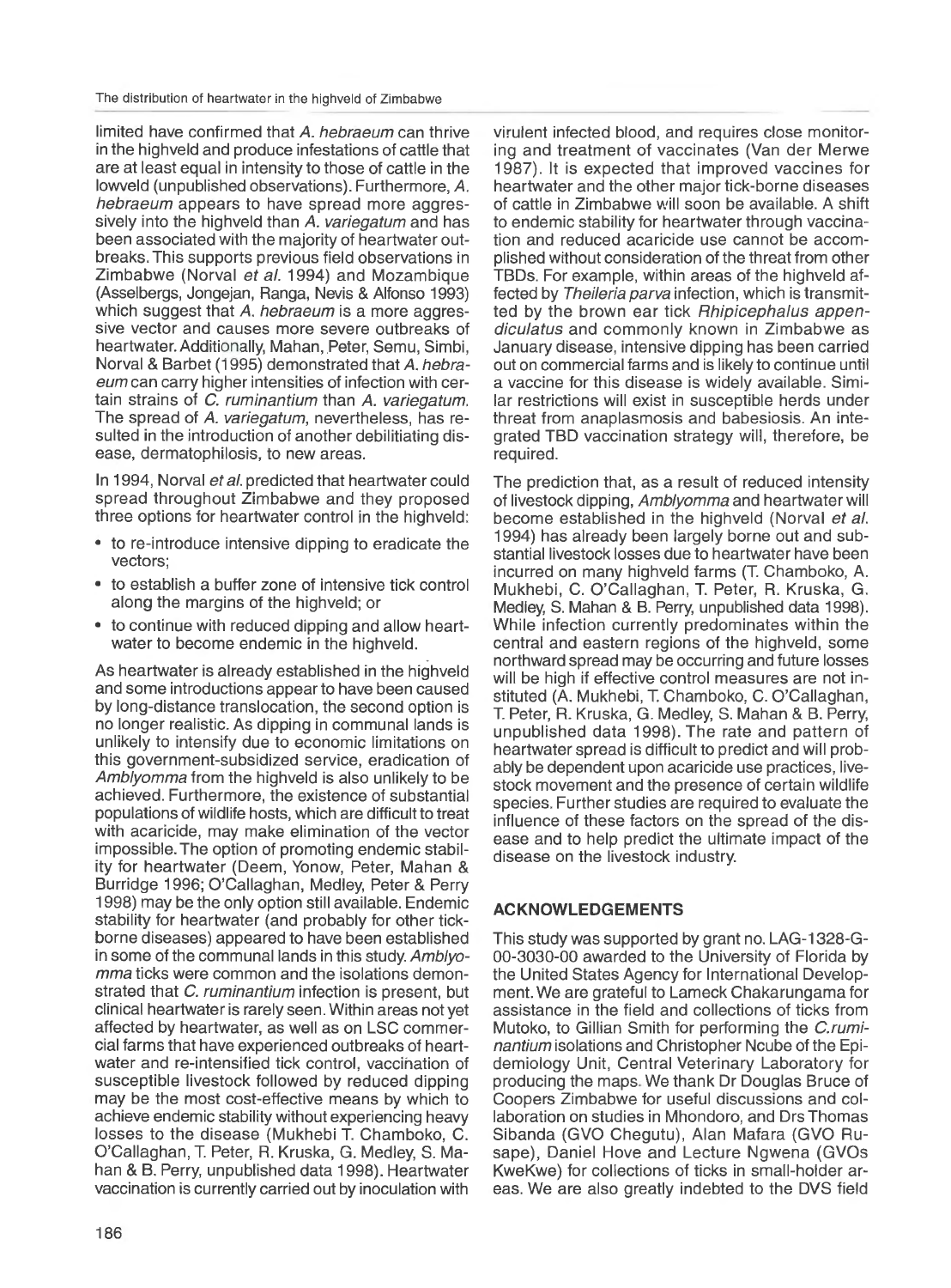limited have confirmed that *A. hebraeum* can thrive in the highveld and produce infestations of cattle that are at least equal in intensity to those of cattle in the lowveld (unpublished observations). Furthermore, *A. hebraeum* appears to have spread more aggressively into the highveld than *A. variegatum* and has been associated with the majority of heartwater outbreaks. This supports previous field observations in Zimbabwe (Norval *et al.* 1994) and Mozambique (Asselbergs, Jongejan, Ranga, Nevis & Alfonso 1993) which suggest that *A. hebraeum* is a more aggressive vector and causes more severe outbreaks of heartwater. Additionally, Mahan, Peter, Semu, Simbi, Norval & Barbet (1995) demonstrated that *A. hebraeum* can carry higher intensities of infection with certain strains of *C. ruminantium* than *A. variegatum*. The spread of *A. variegatum*, nevertheless, has resulted in the introduction of another debilitiating disease, dermatophilosis, to new areas.

In 1994, Norval *et al.* predicted that heartwater could spread throughout Zimbabwe and they proposed three options for heartwater control in the highveld:

- to re-introduce intensive dipping to eradicate the vectors;
- to establish a buffer zone of intensive tick control along the margins of the highveld; or
- to continue with reduced dipping and allow heartwater to become endemic in the highveld.

As heartwater is already established in the highveld and some introductions appear to have been caused by long-distance translocation, the second option is no longer realistic. As dipping in communal lands is unlikely to intensify due to economic limitations on this government-subsidized service, eradication of *Amblyomma* from the highveld is also unlikely to be achieved. Furthermore, the existence of substantial populations of wildlife hosts, which are difficult to treat with acaricide, may make elimination of the vector impossible. The option of promoting endemic stability for heartwater (Deem, Yonow, Peter, Mahan & Burridge 1996; O'Callaghan, Medley, Peter & Perry 1998) may be the only option still available. Endemic stability for heartwater (and probably for other tick-borne diseases) appeared to have been established in some of the communal lands in this study. *Amblyomma* ticks were common and the isolations demonstrated that *C. ruminantium* infection is present, but clinical heartwater is rarely seen. Within areas not yet affected by heartwater, as well as on LSC commercial farms that have experienced outbreaks of heartwater and re-intensified tick control, vaccination of susceptible livestock followed by reduced dipping may be the most cost-effective means by which to achieve endemic stability without experiencing heavy losses to the disease (Mukhebi T. Chamboko, C. O'Callaghan, T. Peter, R. Kruska, G. Medley, S. Mahan & B. Perry, unpublished data 1998). Heartwater vaccination is currently carried out by inoculation with virulent infected blood, and requires close monitoring and treatment of vaccinates (Van der Merwe 1987). It is expected that improved vaccines for heartwater and the other major tick-borne diseases of cattle in Zimbabwe will soon be available. A shift to endemic stability for heartwater through vaccination and reduced acaricide use cannot be accomplished without consideration of the threat from other TBDs. For example, within areas of the highveld affected by *Theileria parva* infection, which is transmitted by the brown ear tick *Rhipicephalus appendiculatus* and commonly known in Zimbabwe as January disease, intensive dipping has been carried out on commercial farms and is likely to continue until a vaccine for this disease is widely available. Similar restrictions will exist in susceptible herds under threat from anaplasmosis and babesiosis. An integrated TBD vaccination strategy will, therefore, be required.

The prediction that, as a result of reduced intensity of livestock dipping, *Amblyomma* and heartwater will become established in the highveld (Norval *et al.* 1994) has already been largely borne out and substantial livestock losses due to heartwater have been incurred on many highveld farms (T. Chamboko, A. Mukhebi, C. O'Callaghan, T. Peter, R. Kruska, G. Medley, S. Mahan & B. Perry, unpublished data 1998). While infection currently predominates within the central and eastern regions of the highveld, some northward spread may be occurring and future losses will be high if effective control measures are not instituted (A. Mukhebi, T. Chamboko, C. O'Callaghan, T. Peter, R. Kruska, G. Medley, S. Mahan & B. Perry, unpublished data 1998). The rate and pattern of heartwater spread is difficult to predict and will probably be dependent upon acaricide use practices, livestock movement and the presence of certain wildlife species. Further studies are required to evaluate the influence of these factors on the spread of the disease and to help predict the ultimate impact of the disease on the livestock industry.

## ACKNOWLEDGEMENTS

This study was supported by grant no. LAG-1328-G-00-3030-00 awarded to the University of Florida by the United States Agency for International Development. We are grateful to Lameck Chakarungama for assistance in the field and collections of ticks from Mutoko, to Gillian Smith for performing the *C. ruminantium* isolations and Christopher Ncube of the Epidemiology Unit, Central Veterinary Laboratory for producing the maps. We thank Dr Douglas Bruce of Coopers Zimbabwe for useful discussions and collaboration on studies in Mhondoro, and Drs Thomas Sibanda (GVO Chegutu), Alan Mafara (GVO Rusape), Daniel Hove and Lecture Ngwena (GVOs KweKwe) for collections of ticks in small-holder areas. We are also greatly indebted to the DVS field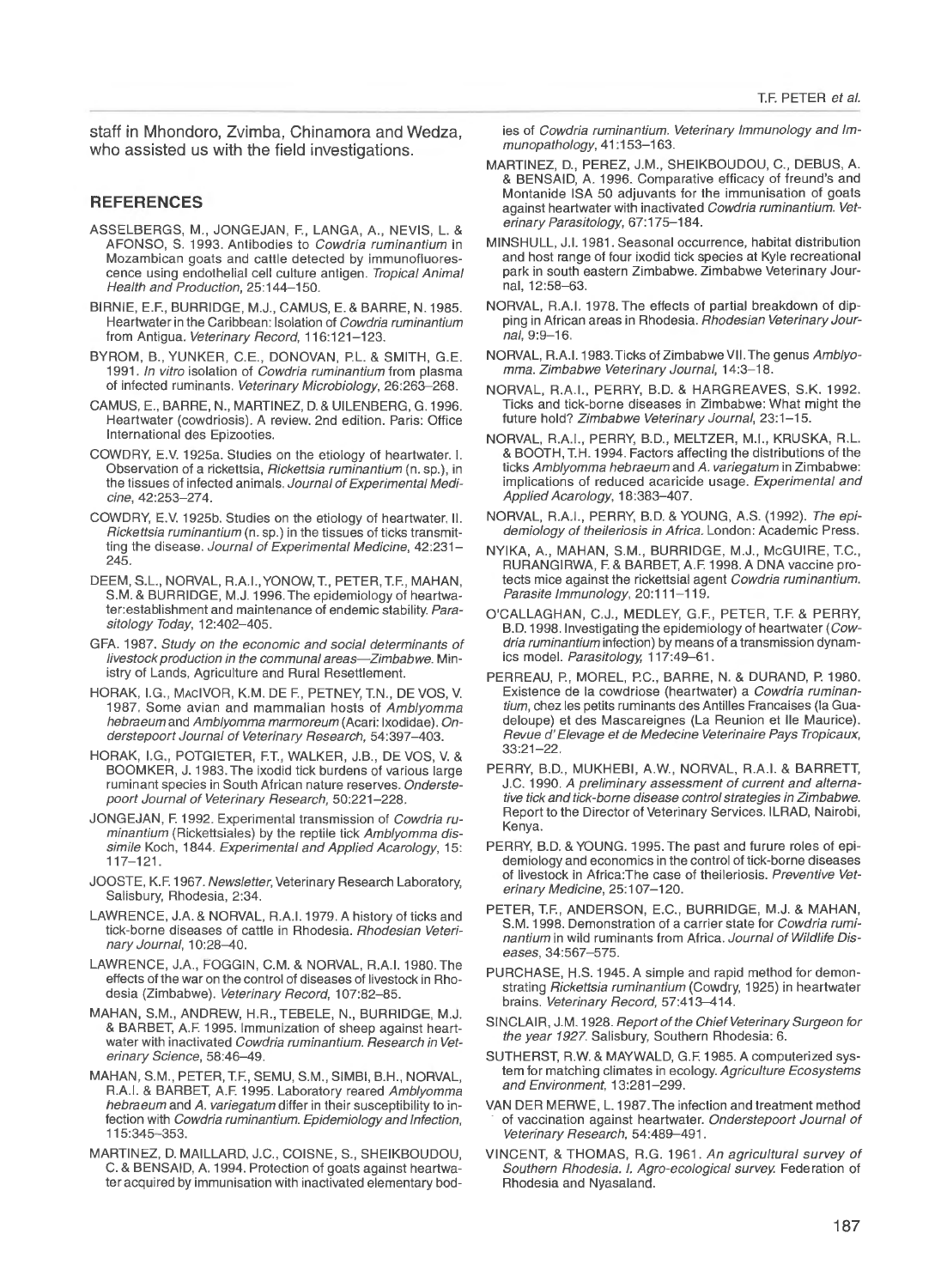staff in Mhondoro, Zvimba, Chinamora and Wedza, who assisted us with the field investigations.

## REFERENCES

ASSELBERGS, M., JONGEJAN, F., LANGA, A., NEVIS, L. & AFONSO, S. 1993. Antibodies to *Cowdria ruminantium* in Mozambican goats and cattle detected by immunofluorescence using endothelial cell culture antigen. *Tropical Animal Health and Production*, 25:144–150.

BIRNIE, E.F., BURRIDGE, M.J., CAMUS, E. & BARRE, N. 1985. Heartwater in the Caribbean: Isolation of *Cowdria ruminantium* from Antigua. *Veterinary Record*, 116:121–123.

BYROM, B., YUNKER, C.E., DONOVAN, P.L. & SMITH, G.E. 1991. *In vitro* isolation of *Cowdria ruminantium* from plasma of infected ruminants. *Veterinary Microbiology*, 26:263–268.

CAMUS, E., BARRE, N., MARTINEZ, D. & UILENBERG, G. 1996. Heartwater (cowdriosis). A review. 2nd edition. Paris: Office International des Epizooties.

COWDRY, E.V. 1925a. Studies on the etiology of heartwater. I. Observation of a rickettsia, *Rickettsia ruminantium* (n. sp.), in the tissues of infected animals. *Journal of Experimental Medicine*, 42:253–274.

COWDRY, E.V. 1925b. Studies on the etiology of heartwater. II. *Rickettsia ruminantium* (n. sp.) in the tissues of ticks transmitting the disease. *Journal of Experimental Medicine*, 42:231–245.

DEEM, S.L., NORVAL, R.A.I., YONOW, T., PETER, T.F., MAHAN, S.M. & BURRIDGE, M.J. 1996. The epidemiology of heartwater:establishment and maintenance of endemic stability. *Parasitology Today*, 12:402–405.

GFA. 1987. *Study on the economic and social determinants of livestock production in the communal areas—Zimbabwe*. Ministry of Lands, Agriculture and Rural Resettlement.

HORAK, I.G., MACIVOR, K.M. DE F., PETNEY, T.N., DE VOS, V. 1987. Some avian and mammalian hosts of *Amblyomma hebraeum* and *Amblyomma marmoreum* (Acari: Ixodidae). *Onderstepoort Journal of Veterinary Research*, 54:397–403.

HORAK, I.G., POTGIETER, F.T., WALKER, J.B., DE VOS, V. & BOOMKER, J. 1983. The ixodid tick burdens of various large ruminant species in South African nature reserves. *Onderstepoort Journal of Veterinary Research*, 50:221–228.

JONGEJAN, F. 1992. Experimental transmission of *Cowdria ruminantium* (Rickettsiales) by the reptile tick *Amblyomma dissimile* Koch, 1844. *Experimental and Applied Acarology*, 15: 117–121.

JOOSTE, K.F. 1967. *Newsletter*, Veterinary Research Laboratory, Salisbury, Rhodesia, 2:34.

LAWRENCE, J.A. & NORVAL, R.A.I. 1979. A history of ticks and tick-borne diseases of cattle in Rhodesia. *Rhodesian Veterinary Journal*, 10:28–40.

LAWRENCE, J.A., FOGGIN, C.M. & NORVAL, R.A.I. 1980. The effects of the war on the control of diseases of livestock in Rhodesia (Zimbabwe). *Veterinary Record*, 107:82–85.

MAHAN, S.M., ANDREW, H.R., TEBELE, N., BURRIDGE, M.J. & BARBET, A.F. 1995. Immunization of sheep against heartwater with inactivated *Cowdria ruminantium*. *Research in Veterinary Science*, 58:46–49.

MAHAN, S.M., PETER, T.F., SEMU, S.M., SIMBI, B.H., NORVAL, R.A.I. & BARBET, A.F. 1995. Laboratory reared *Amblyomma hebraeum* and *A. variegatum* differ in their susceptibility to infection with *Cowdria ruminantium*. *Epidemiology and Infection*, 115:345–353.

MARTINEZ, D. MAILLARD, J.C., COISNE, S., SHEIKBOUDOU, C. & BENSAID, A. 1994. Protection of goats against heartwater acquired by immunisation with inactivated elementary bodies of *Cowdria ruminantium*. *Veterinary Immunology and Immunopathology*, 41:153–163.

MARTINEZ, D., PEREZ, J.M., SHEIKBOUDOU, C., DEBUS, A. & BENSAID, A. 1996. Comparative efficacy of freund's and Montanide ISA 50 adjuvants for the immunisation of goats against heartwater with inactivated *Cowdria ruminantium*. *Veterinary Parasitology*, 67:175–184.

MINSHULL, J.I. 1981. Seasonal occurrence, habitat distribution and host range of four ixodid tick species at Kyle recreational park in south eastern Zimbabwe. Zimbabwe Veterinary Journal, 12:58–63.

NORVAL, R.A.I. 1978. The effects of partial breakdown of dipping in African areas in Rhodesia. *Rhodesian Veterinary Journal*, 9:9–16.

NORVAL, R.A.I. 1983. Ticks of Zimbabwe VII. The genus *Amblyomma*. *Zimbabwe Veterinary Journal*, 14:3–18.

NORVAL, R.A.I., PERRY, B.D. & HARGREAVES, S.K. 1992. Ticks and tick-borne diseases in Zimbabwe: What might the future hold? *Zimbabwe Veterinary Journal*, 23:1–15.

NORVAL, R.A.I., PERRY, B.D., MELTZER, M.I., KRUSKA, R.L. & BOOTH, T.H. 1994. Factors affecting the distributions of the ticks *Amblyomma hebraeum* and *A. variegatum* in Zimbabwe: implications of reduced acaricide usage. *Experimental and Applied Acarology*, 18:383–407.

NORVAL, R.A.I., PERRY, B.D. & YOUNG, A.S. (1992). *The epidemiology of theileriosis in Africa*. London: Academic Press.

NYIKA, A., MAHAN, S.M., BURRIDGE, M.J., McGUIRE, T.C., RURANGIRWA, F. & BARBET, A.F. 1998. A DNA vaccine protects mice against the rickettsial agent *Cowdria ruminantium*. *Parasite Immunology*, 20:111–119.

O'CALLAGHAN, C.J., MEDLEY, G.F., PETER, T.F. & PERRY, B.D. 1998. Investigating the epidemiology of heartwater (*Cowdria ruminantium* infection) by means of a transmission dynamics model. *Parasitology*, 117:49–61.

PERREAU, P., MOREL, P.C., BARRE, N. & DURAND, P. 1980. Existence de la cowdriose (heartwater) a *Cowdria ruminantium*, chez les petits ruminants des Antilles Francaises (la Guadeloupe) et des Mascareignes (La Reunion et Ile Maurice). *Revue d'Elevage et de Medecine Veterinaire Pays Tropicaux*, 33:21–22.

PERRY, B.D., MUKHEBI, A.W., NORVAL, R.A.I. & BARRETT, J.C. 1990. *A preliminary assessment of current and alternative tick and tick-borne disease control strategies in Zimbabwe*. Report to the Director of Veterinary Services. ILRAD, Nairobi, Kenya.

PERRY, B.D. & YOUNG. 1995. The past and furure roles of epidemiology and economics in the control of tick-borne diseases of livestock in Africa:The case of theileriosis. *Preventive Veterinary Medicine*, 25:107–120.

PETER, T.F., ANDERSON, E.C., BURRIDGE, M.J. & MAHAN, S.M. 1998. Demonstration of a carrier state for *Cowdria ruminantium* in wild ruminants from Africa. *Journal of Wildlife Diseases*, 34:567–575.

PURCHASE, H.S. 1945. A simple and rapid method for demonstrating *Rickettsia ruminantium* (Cowdry, 1925) in heartwater brains. *Veterinary Record*, 57:413–414.

SINCLAIR, J.M. 1928. *Report of the Chief Veterinary Surgeon for the year 1927*. Salisbury, Southern Rhodesia: 6.

SUTHERST, R.W. & MAYWALD, G.F. 1985. A computerized system for matching climates in ecology. *Agriculture Ecosystems and Environment*, 13:281–299.

VAN DER MERWE, L. 1987. The infection and treatment method of vaccination against heartwater. *Onderstepoort Journal of Veterinary Research*, 54:489–491.

VINCENT, & THOMAS, R.G. 1961. *An agricultural survey of Southern Rhodesia. I. Agro-ecological survey*. Federation of Rhodesia and Nyasaland.